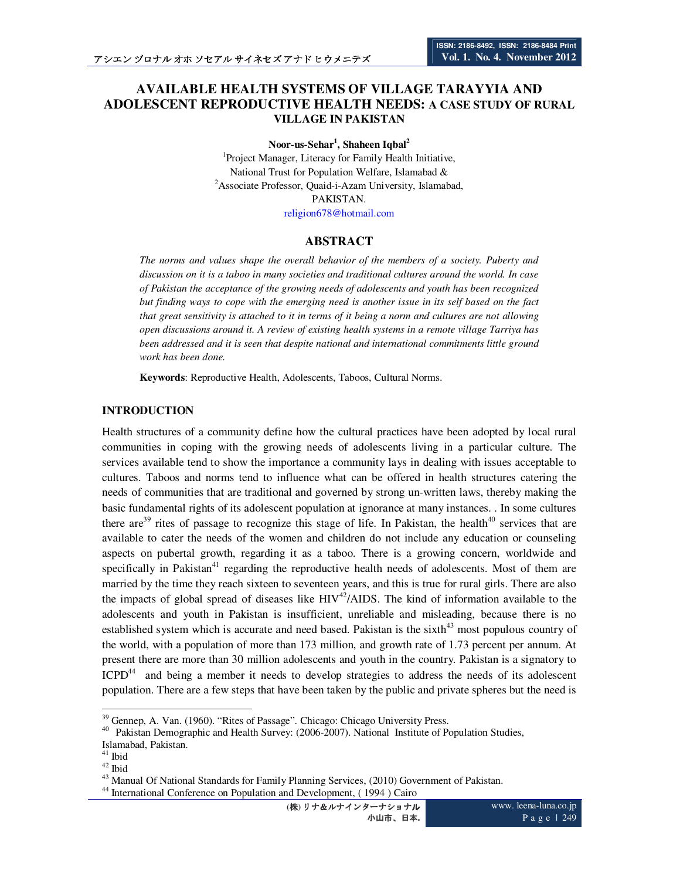# AVAILABLE HEALTH SYSTEMS OF VILLAGE TARAYYIA AND ADOLESCENT REPRODUCTIVE HEALTH NEEDS: A CASE STUDY OF RURAL VILLAGE IN PAKISTAN

**Noor-us-Sehar[1], Shaheen Iqbal[2]**

[1]Project Manager, Literacy for Family Health Initiative,
National Trust for Population Welfare, Islamabad &
[2]Associate Professor, Quaid-i-Azam University, Islamabad,
PAKISTAN.
religion678@hotmail.com

## ABSTRACT

*The norms and values shape the overall behavior of the members of a society. Puberty and discussion on it is a taboo in many societies and traditional cultures around the world. In case of Pakistan the acceptance of the growing needs of adolescents and youth has been recognized but finding ways to cope with the emerging need is another issue in its self based on the fact that great sensitivity is attached to it in terms of it being a norm and cultures are not allowing open discussions around it. A review of existing health systems in a remote village Tarriya has been addressed and it is seen that despite national and international commitments little ground work has been done.*

**Keywords**: Reproductive Health, Adolescents, Taboos, Cultural Norms.

## INTRODUCTION

Health structures of a community define how the cultural practices have been adopted by local rural communities in coping with the growing needs of adolescents living in a particular culture. The services available tend to show the importance a community lays in dealing with issues acceptable to cultures. Taboos and norms tend to influence what can be offered in health structures catering the needs of communities that are traditional and governed by strong un-written laws, thereby making the basic fundamental rights of its adolescent population at ignorance at many instances. . In some cultures there are[39] rites of passage to recognize this stage of life. In Pakistan, the health[40] services that are available to cater the needs of the women and children do not include any education or counseling aspects on pubertal growth, regarding it as a taboo. There is a growing concern, worldwide and specifically in Pakistan[41] regarding the reproductive health needs of adolescents. Most of them are married by the time they reach sixteen to seventeen years, and this is true for rural girls. There are also the impacts of global spread of diseases like HIV[42]/AIDS. The kind of information available to the adolescents and youth in Pakistan is insufficient, unreliable and misleading, because there is no established system which is accurate and need based. Pakistan is the sixth[43] most populous country of the world, with a population of more than 173 million, and growth rate of 1.73 percent per annum. At present there are more than 30 million adolescents and youth in the country. Pakistan is a signatory to ICPD[44] and being a member it needs to develop strategies to address the needs of its adolescent population. There are a few steps that have been taken by the public and private spheres but the need is

---

[39] Gennep, A. Van. (1960). "Rites of Passage". Chicago: Chicago University Press.

[40] Pakistan Demographic and Health Survey: (2006-2007). National Institute of Population Studies, Islamabad, Pakistan.

[41] Ibid

[42] Ibid

[43] Manual Of National Standards for Family Planning Services, (2010) Government of Pakistan.

[44] International Conference on Population and Development, ( 1994 ) Cairo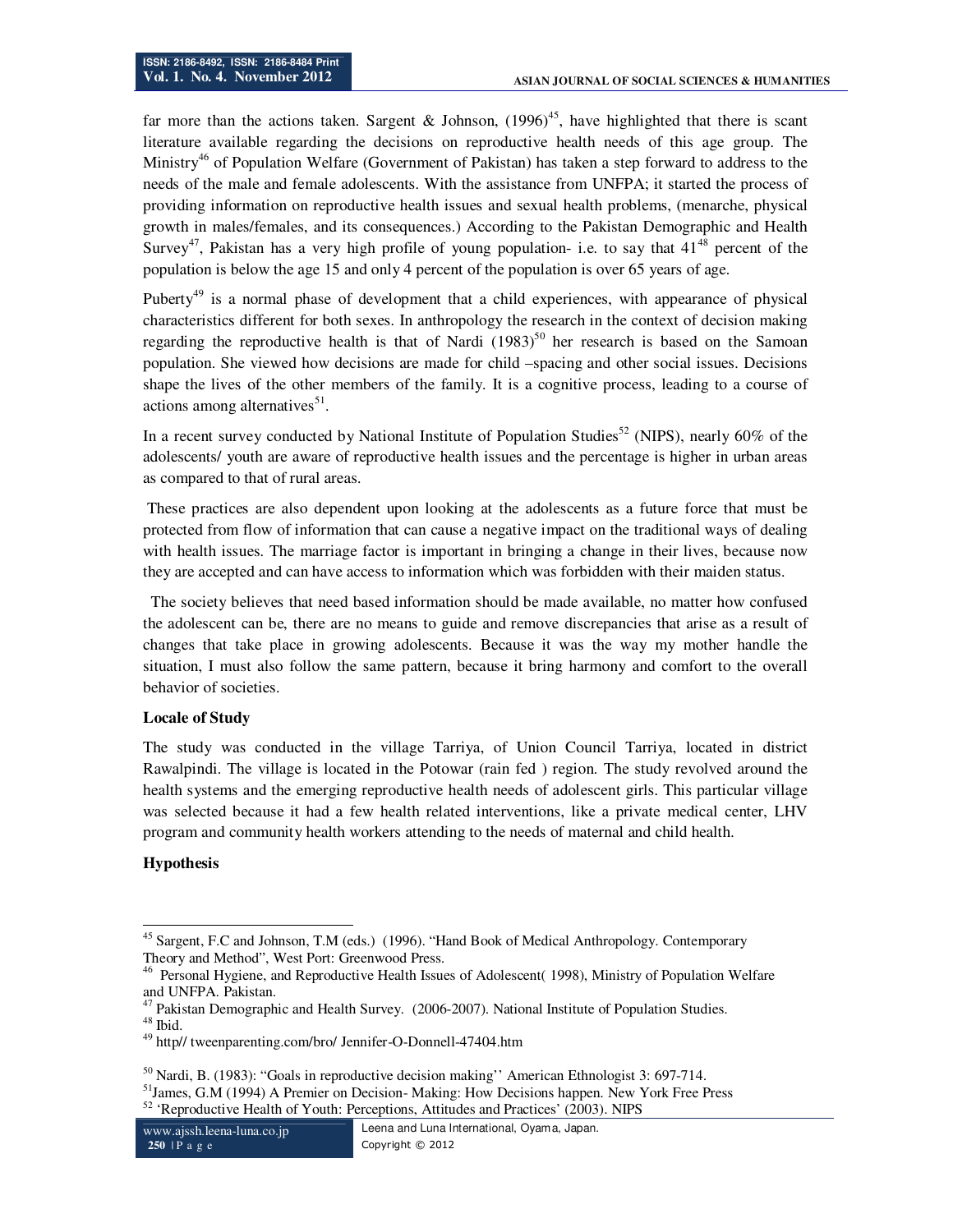far more than the actions taken. Sargent & Johnson, (1996)[45], have highlighted that there is scant literature available regarding the decisions on reproductive health needs of this age group. The Ministry[46] of Population Welfare (Government of Pakistan) has taken a step forward to address to the needs of the male and female adolescents. With the assistance from UNFPA; it started the process of providing information on reproductive health issues and sexual health problems, (menarche, physical growth in males/females, and its consequences.) According to the Pakistan Demographic and Health Survey[47], Pakistan has a very high profile of young population- i.e. to say that 41[48] percent of the population is below the age 15 and only 4 percent of the population is over 65 years of age.

Puberty[49] is a normal phase of development that a child experiences, with appearance of physical characteristics different for both sexes. In anthropology the research in the context of decision making regarding the reproductive health is that of Nardi (1983)[50] her research is based on the Samoan population. She viewed how decisions are made for child –spacing and other social issues. Decisions shape the lives of the other members of the family. It is a cognitive process, leading to a course of actions among alternatives[51].

In a recent survey conducted by National Institute of Population Studies[52] (NIPS), nearly 60% of the adolescents/ youth are aware of reproductive health issues and the percentage is higher in urban areas as compared to that of rural areas.

These practices are also dependent upon looking at the adolescents as a future force that must be protected from flow of information that can cause a negative impact on the traditional ways of dealing with health issues. The marriage factor is important in bringing a change in their lives, because now they are accepted and can have access to information which was forbidden with their maiden status.

The society believes that need based information should be made available, no matter how confused the adolescent can be, there are no means to guide and remove discrepancies that arise as a result of changes that take place in growing adolescents. Because it was the way my mother handle the situation, I must also follow the same pattern, because it bring harmony and comfort to the overall behavior of societies.

**Locale of Study**

The study was conducted in the village Tarriya, of Union Council Tarriya, located in district Rawalpindi. The village is located in the Potowar (rain fed ) region. The study revolved around the health systems and the emerging reproductive health needs of adolescent girls. This particular village was selected because it had a few health related interventions, like a private medical center, LHV program and community health workers attending to the needs of maternal and child health.

**Hypothesis**

---

[45] Sargent, F.C and Johnson, T.M (eds.) (1996). "Hand Book of Medical Anthropology. Contemporary Theory and Method", West Port: Greenwood Press.

[46] Personal Hygiene, and Reproductive Health Issues of Adolescent( 1998), Ministry of Population Welfare and UNFPA. Pakistan.

[47] Pakistan Demographic and Health Survey. (2006-2007). National Institute of Population Studies.

[48] Ibid.

[49] http// tweenparenting.com/bro/ Jennifer-O-Donnell-47404.htm

[50] Nardi, B. (1983): "Goals in reproductive decision making'' American Ethnologist 3: 697-714.

[51] James, G.M (1994) A Premier on Decision- Making: How Decisions happen. New York Free Press

[52] 'Reproductive Health of Youth: Perceptions, Attitudes and Practices' (2003). NIPS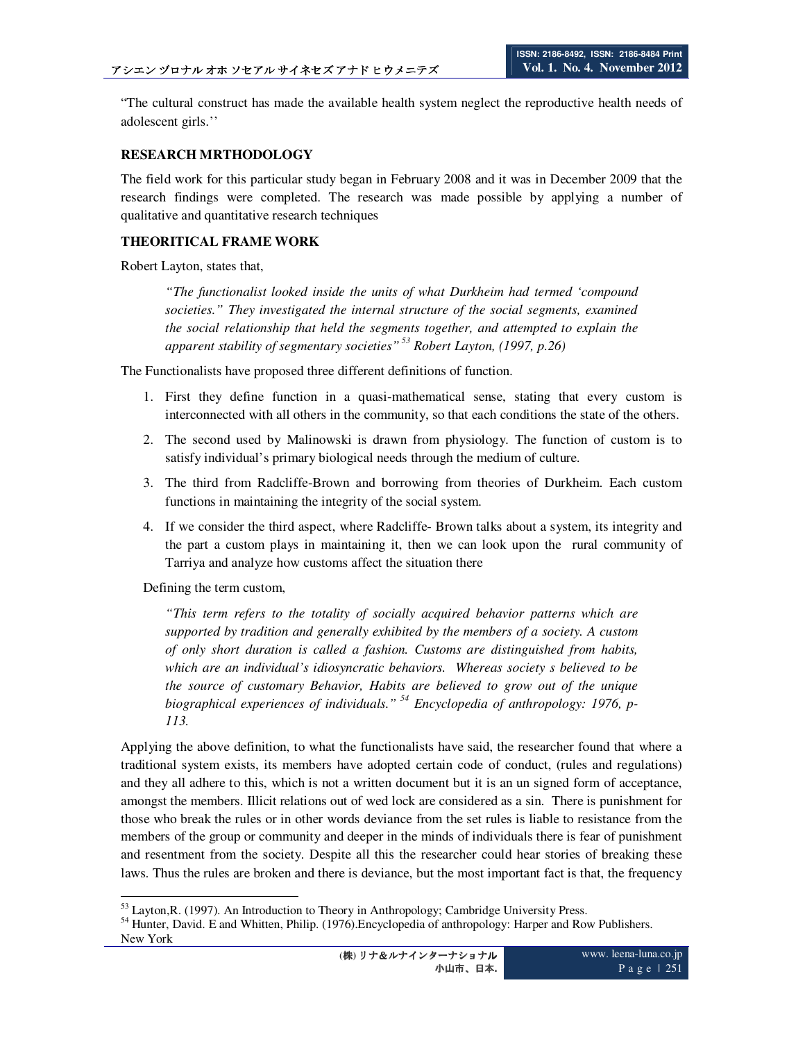"The cultural construct has made the available health system neglect the reproductive health needs of adolescent girls.''

**RESEARCH MRTHODOLOGY**

The field work for this particular study began in February 2008 and it was in December 2009 that the research findings were completed. The research was made possible by applying a number of qualitative and quantitative research techniques

**THEORITICAL FRAME WORK**

Robert Layton, states that,

> *"The functionalist looked inside the units of what Durkheim had termed 'compound societies." They investigated the internal structure of the social segments, examined the social relationship that held the segments together, and attempted to explain the apparent stability of segmentary societies"* [53] *Robert Layton, (1997, p.26)*

The Functionalists have proposed three different definitions of function.

1. First they define function in a quasi-mathematical sense, stating that every custom is interconnected with all others in the community, so that each conditions the state of the others.
2. The second used by Malinowski is drawn from physiology. The function of custom is to satisfy individual's primary biological needs through the medium of culture.
3. The third from Radcliffe-Brown and borrowing from theories of Durkheim. Each custom functions in maintaining the integrity of the social system.
4. If we consider the third aspect, where Radcliffe- Brown talks about a system, its integrity and the part a custom plays in maintaining it, then we can look upon the rural community of Tarriya and analyze how customs affect the situation there

Defining the term custom,

> *"This term refers to the totality of socially acquired behavior patterns which are supported by tradition and generally exhibited by the members of a society. A custom of only short duration is called a fashion. Customs are distinguished from habits, which are an individual's idiosyncratic behaviors. Whereas society s believed to be the source of customary Behavior, Habits are believed to grow out of the unique biographical experiences of individuals."* [54] *Encyclopedia of anthropology: 1976, p-113.*

Applying the above definition, to what the functionalists have said, the researcher found that where a traditional system exists, its members have adopted certain code of conduct, (rules and regulations) and they all adhere to this, which is not a written document but it is an un signed form of acceptance, amongst the members. Illicit relations out of wed lock are considered as a sin. There is punishment for those who break the rules or in other words deviance from the set rules is liable to resistance from the members of the group or community and deeper in the minds of individuals there is fear of punishment and resentment from the society. Despite all this the researcher could hear stories of breaking these laws. Thus the rules are broken and there is deviance, but the most important fact is that, the frequency

---

[53] Layton,R. (1997). An Introduction to Theory in Anthropology; Cambridge University Press.

[54] Hunter, David. E and Whitten, Philip. (1976).Encyclopedia of anthropology: Harper and Row Publishers. New York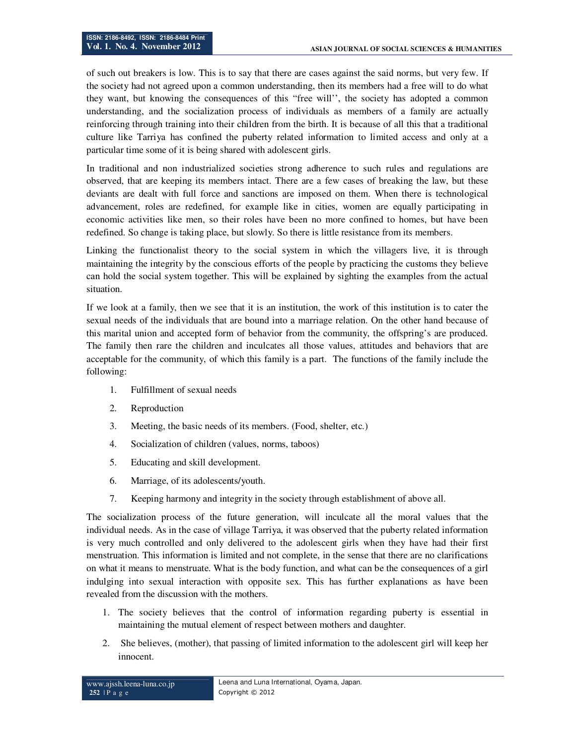of such out breakers is low. This is to say that there are cases against the said norms, but very few. If the society had not agreed upon a common understanding, then its members had a free will to do what they want, but knowing the consequences of this "free will'', the society has adopted a common understanding, and the socialization process of individuals as members of a family are actually reinforcing through training into their children from the birth. It is because of all this that a traditional culture like Tarriya has confined the puberty related information to limited access and only at a particular time some of it is being shared with adolescent girls.

In traditional and non industrialized societies strong adherence to such rules and regulations are observed, that are keeping its members intact. There are a few cases of breaking the law, but these deviants are dealt with full force and sanctions are imposed on them. When there is technological advancement, roles are redefined, for example like in cities, women are equally participating in economic activities like men, so their roles have been no more confined to homes, but have been redefined. So change is taking place, but slowly. So there is little resistance from its members.

Linking the functionalist theory to the social system in which the villagers live, it is through maintaining the integrity by the conscious efforts of the people by practicing the customs they believe can hold the social system together. This will be explained by sighting the examples from the actual situation.

If we look at a family, then we see that it is an institution, the work of this institution is to cater the sexual needs of the individuals that are bound into a marriage relation. On the other hand because of this marital union and accepted form of behavior from the community, the offspring's are produced. The family then rare the children and inculcates all those values, attitudes and behaviors that are acceptable for the community, of which this family is a part. The functions of the family include the following:

1. Fulfillment of sexual needs
2. Reproduction
3. Meeting, the basic needs of its members. (Food, shelter, etc.)
4. Socialization of children (values, norms, taboos)
5. Educating and skill development.
6. Marriage, of its adolescents/youth.
7. Keeping harmony and integrity in the society through establishment of above all.

The socialization process of the future generation, will inculcate all the moral values that the individual needs. As in the case of village Tarriya, it was observed that the puberty related information is very much controlled and only delivered to the adolescent girls when they have had their first menstruation. This information is limited and not complete, in the sense that there are no clarifications on what it means to menstruate. What is the body function, and what can be the consequences of a girl indulging into sexual interaction with opposite sex. This has further explanations as have been revealed from the discussion with the mothers.

1. The society believes that the control of information regarding puberty is essential in maintaining the mutual element of respect between mothers and daughter.
2. She believes, (mother), that passing of limited information to the adolescent girl will keep her innocent.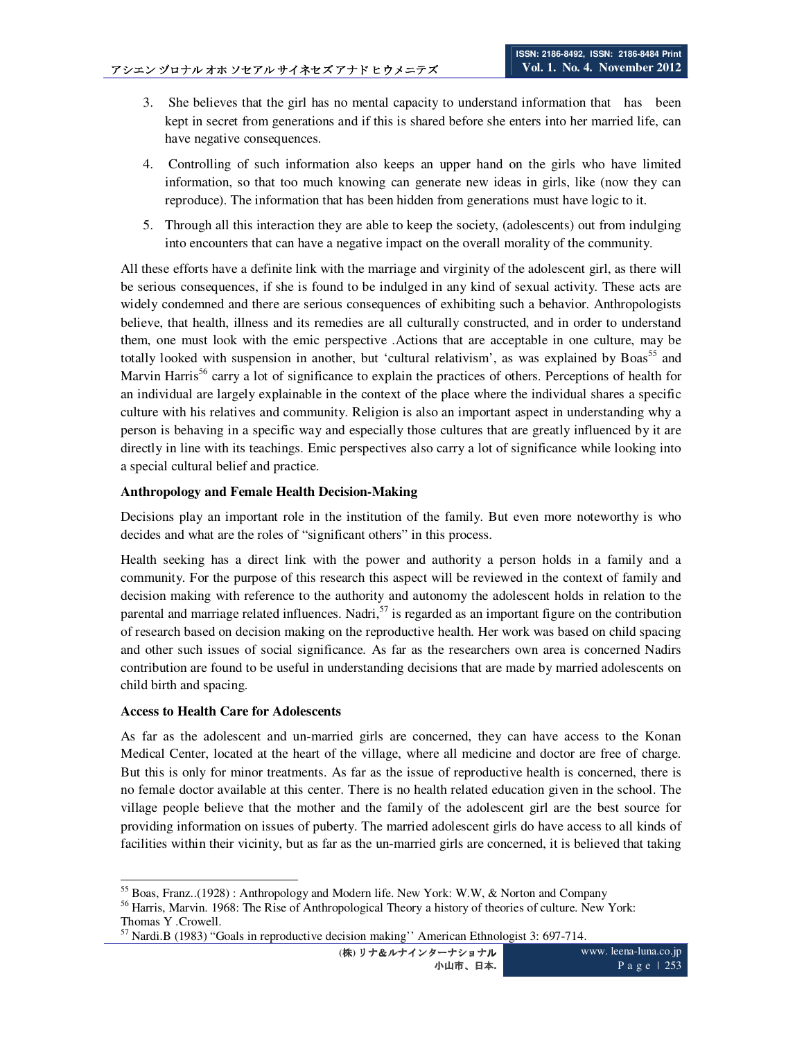3. She believes that the girl has no mental capacity to understand information that has been kept in secret from generations and if this is shared before she enters into her married life, can have negative consequences.

4. Controlling of such information also keeps an upper hand on the girls who have limited information, so that too much knowing can generate new ideas in girls, like (now they can reproduce). The information that has been hidden from generations must have logic to it.

5. Through all this interaction they are able to keep the society, (adolescents) out from indulging into encounters that can have a negative impact on the overall morality of the community.

All these efforts have a definite link with the marriage and virginity of the adolescent girl, as there will be serious consequences, if she is found to be indulged in any kind of sexual activity. These acts are widely condemned and there are serious consequences of exhibiting such a behavior. Anthropologists believe, that health, illness and its remedies are all culturally constructed, and in order to understand them, one must look with the emic perspective .Actions that are acceptable in one culture, may be totally looked with suspension in another, but 'cultural relativism', as was explained by Boas[55] and Marvin Harris[56] carry a lot of significance to explain the practices of others. Perceptions of health for an individual are largely explainable in the context of the place where the individual shares a specific culture with his relatives and community. Religion is also an important aspect in understanding why a person is behaving in a specific way and especially those cultures that are greatly influenced by it are directly in line with its teachings. Emic perspectives also carry a lot of significance while looking into a special cultural belief and practice.

**Anthropology and Female Health Decision-Making**

Decisions play an important role in the institution of the family. But even more noteworthy is who decides and what are the roles of "significant others" in this process.

Health seeking has a direct link with the power and authority a person holds in a family and a community. For the purpose of this research this aspect will be reviewed in the context of family and decision making with reference to the authority and autonomy the adolescent holds in relation to the parental and marriage related influences. Nadri,[57] is regarded as an important figure on the contribution of research based on decision making on the reproductive health. Her work was based on child spacing and other such issues of social significance. As far as the researchers own area is concerned Nadirs contribution are found to be useful in understanding decisions that are made by married adolescents on child birth and spacing.

**Access to Health Care for Adolescents**

As far as the adolescent and un-married girls are concerned, they can have access to the Konan Medical Center, located at the heart of the village, where all medicine and doctor are free of charge. But this is only for minor treatments. As far as the issue of reproductive health is concerned, there is no female doctor available at this center. There is no health related education given in the school. The village people believe that the mother and the family of the adolescent girl are the best source for providing information on issues of puberty. The married adolescent girls do have access to all kinds of facilities within their vicinity, but as far as the un-married girls are concerned, it is believed that taking

---

[55] Boas, Franz..(1928) : Anthropology and Modern life. New York: W.W, & Norton and Company

[56] Harris, Marvin. 1968: The Rise of Anthropological Theory a history of theories of culture. New York: Thomas Y .Crowell.

[57] Nardi.B (1983) "Goals in reproductive decision making'' American Ethnologist 3: 697-714.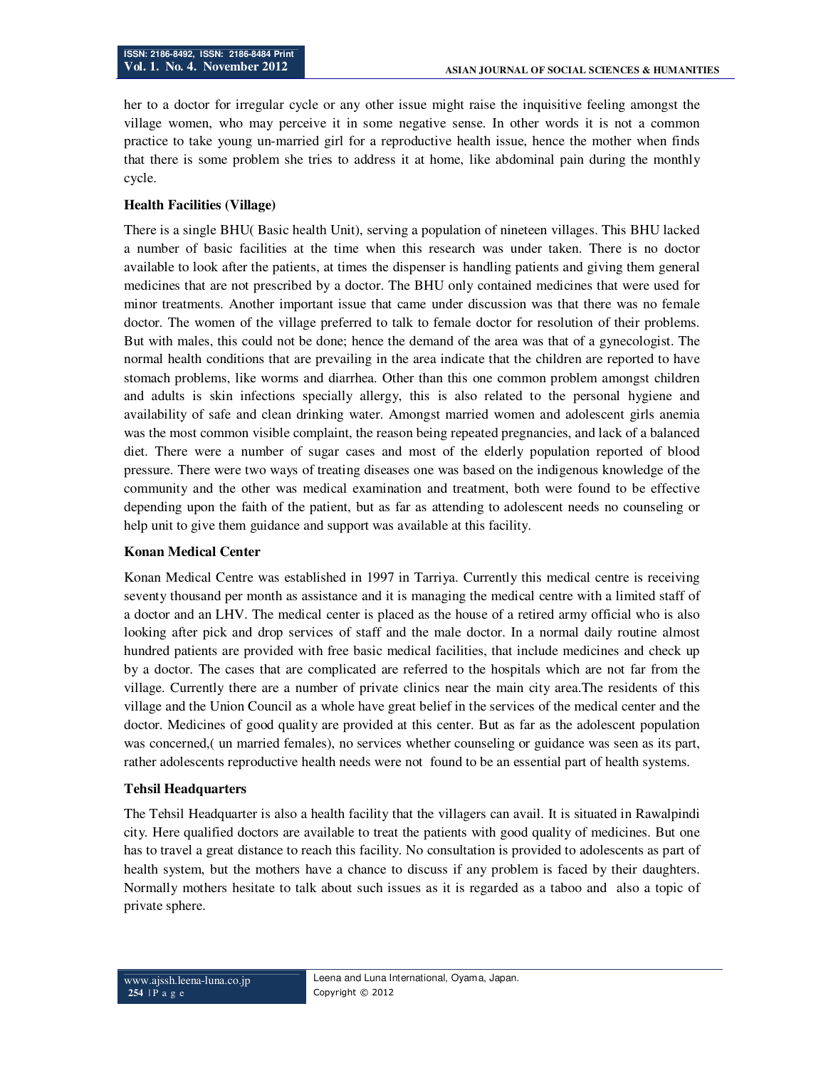her to a doctor for irregular cycle or any other issue might raise the inquisitive feeling amongst the village women, who may perceive it in some negative sense. In other words it is not a common practice to take young un-married girl for a reproductive health issue, hence the mother when finds that there is some problem she tries to address it at home, like abdominal pain during the monthly cycle.

**Health Facilities (Village)**

There is a single BHU( Basic health Unit), serving a population of nineteen villages. This BHU lacked a number of basic facilities at the time when this research was under taken. There is no doctor available to look after the patients, at times the dispenser is handling patients and giving them general medicines that are not prescribed by a doctor. The BHU only contained medicines that were used for minor treatments. Another important issue that came under discussion was that there was no female doctor. The women of the village preferred to talk to female doctor for resolution of their problems. But with males, this could not be done; hence the demand of the area was that of a gynecologist. The normal health conditions that are prevailing in the area indicate that the children are reported to have stomach problems, like worms and diarrhea. Other than this one common problem amongst children and adults is skin infections specially allergy, this is also related to the personal hygiene and availability of safe and clean drinking water. Amongst married women and adolescent girls anemia was the most common visible complaint, the reason being repeated pregnancies, and lack of a balanced diet. There were a number of sugar cases and most of the elderly population reported of blood pressure. There were two ways of treating diseases one was based on the indigenous knowledge of the community and the other was medical examination and treatment, both were found to be effective depending upon the faith of the patient, but as far as attending to adolescent needs no counseling or help unit to give them guidance and support was available at this facility.

**Konan Medical Center**

Konan Medical Centre was established in 1997 in Tarriya. Currently this medical centre is receiving seventy thousand per month as assistance and it is managing the medical centre with a limited staff of a doctor and an LHV. The medical center is placed as the house of a retired army official who is also looking after pick and drop services of staff and the male doctor. In a normal daily routine almost hundred patients are provided with free basic medical facilities, that include medicines and check up by a doctor. The cases that are complicated are referred to the hospitals which are not far from the village. Currently there are a number of private clinics near the main city area.The residents of this village and the Union Council as a whole have great belief in the services of the medical center and the doctor. Medicines of good quality are provided at this center. But as far as the adolescent population was concerned,( un married females), no services whether counseling or guidance was seen as its part, rather adolescents reproductive health needs were not found to be an essential part of health systems.

**Tehsil Headquarters**

The Tehsil Headquarter is also a health facility that the villagers can avail. It is situated in Rawalpindi city. Here qualified doctors are available to treat the patients with good quality of medicines. But one has to travel a great distance to reach this facility. No consultation is provided to adolescents as part of health system, but the mothers have a chance to discuss if any problem is faced by their daughters. Normally mothers hesitate to talk about such issues as it is regarded as a taboo and also a topic of private sphere.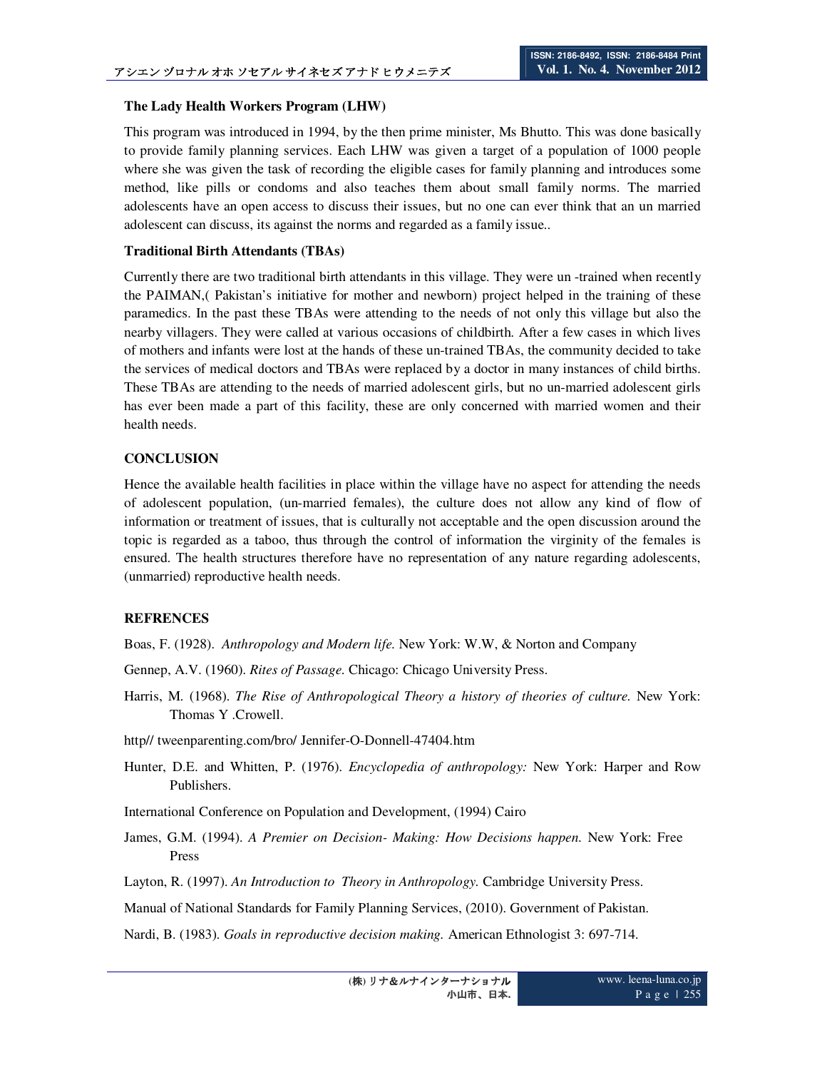**The Lady Health Workers Program (LHW)**

This program was introduced in 1994, by the then prime minister, Ms Bhutto. This was done basically to provide family planning services. Each LHW was given a target of a population of 1000 people where she was given the task of recording the eligible cases for family planning and introduces some method, like pills or condoms and also teaches them about small family norms. The married adolescents have an open access to discuss their issues, but no one can ever think that an un married adolescent can discuss, its against the norms and regarded as a family issue..

**Traditional Birth Attendants (TBAs)**

Currently there are two traditional birth attendants in this village. They were un -trained when recently the PAIMAN,( Pakistan's initiative for mother and newborn) project helped in the training of these paramedics. In the past these TBAs were attending to the needs of not only this village but also the nearby villagers. They were called at various occasions of childbirth. After a few cases in which lives of mothers and infants were lost at the hands of these un-trained TBAs, the community decided to take the services of medical doctors and TBAs were replaced by a doctor in many instances of child births. These TBAs are attending to the needs of married adolescent girls, but no un-married adolescent girls has ever been made a part of this facility, these are only concerned with married women and their health needs.

## CONCLUSION

Hence the available health facilities in place within the village have no aspect for attending the needs of adolescent population, (un-married females), the culture does not allow any kind of flow of information or treatment of issues, that is culturally not acceptable and the open discussion around the topic is regarded as a taboo, thus through the control of information the virginity of the females is ensured. The health structures therefore have no representation of any nature regarding adolescents, (unmarried) reproductive health needs.

## REFRENCES

Boas, F. (1928). *Anthropology and Modern life.* New York: W.W, & Norton and Company

Gennep, A.V. (1960). *Rites of Passage.* Chicago: Chicago University Press.

Harris, M. (1968). *The Rise of Anthropological Theory a history of theories of culture.* New York: Thomas Y .Crowell.

http// tweenparenting.com/bro/ Jennifer-O-Donnell-47404.htm

Hunter, D.E. and Whitten, P. (1976). *Encyclopedia of anthropology:* New York: Harper and Row Publishers.

International Conference on Population and Development, (1994) Cairo

James, G.M. (1994). *A Premier on Decision- Making: How Decisions happen.* New York: Free Press

Layton, R. (1997). *An Introduction to Theory in Anthropology.* Cambridge University Press.

Manual of National Standards for Family Planning Services, (2010). Government of Pakistan.

Nardi, B. (1983). *Goals in reproductive decision making.* American Ethnologist 3: 697-714.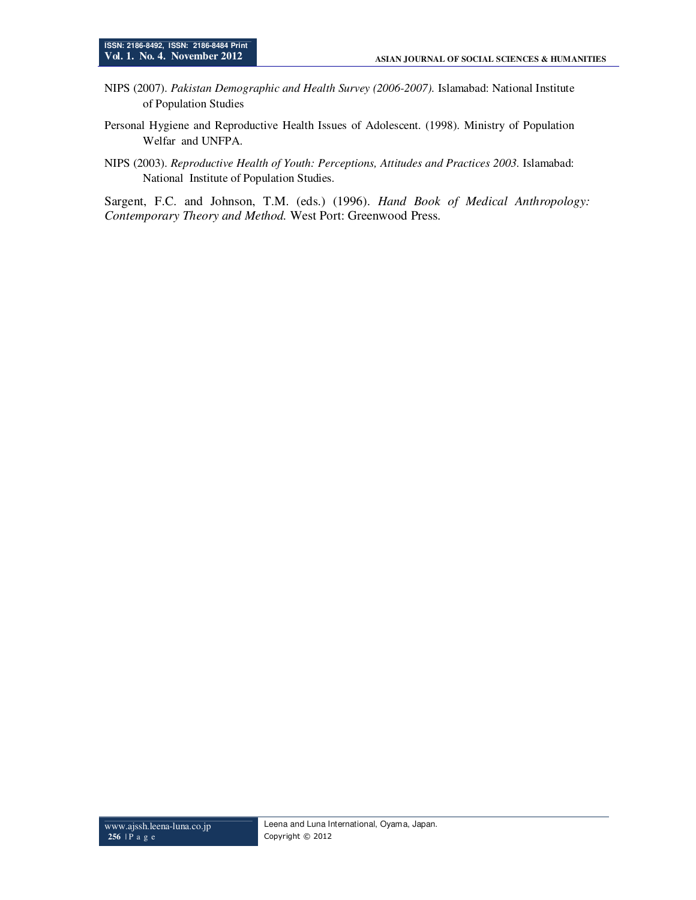NIPS (2007). *Pakistan Demographic and Health Survey (2006-2007).* Islamabad: National Institute of Population Studies

Personal Hygiene and Reproductive Health Issues of Adolescent. (1998). Ministry of Population Welfar and UNFPA.

NIPS (2003). *Reproductive Health of Youth: Perceptions, Attitudes and Practices 2003.* Islamabad: National Institute of Population Studies.

Sargent, F.C. and Johnson, T.M. (eds.) (1996). *Hand Book of Medical Anthropology: Contemporary Theory and Method.* West Port: Greenwood Press.